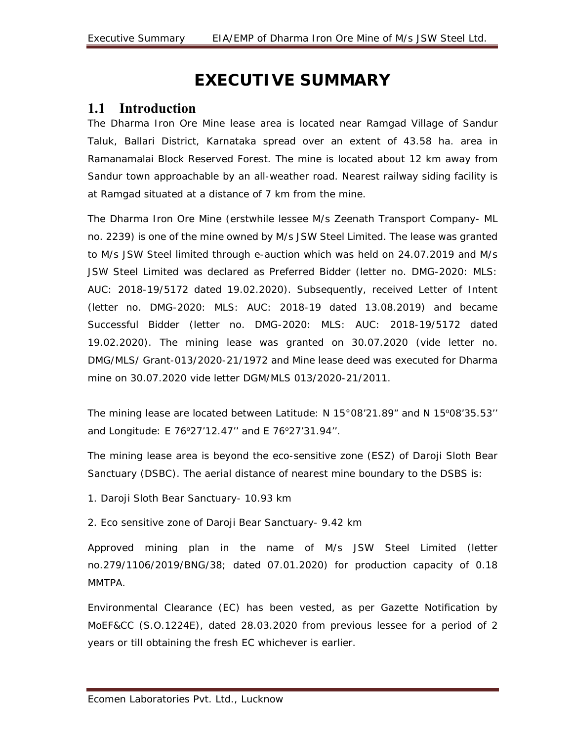# EXECUTIVE SUMMARY

## 1.1 Introduction

The Dharma Iron Ore Mine lease area is located near Ramgad Village of Sandur Taluk, Ballari District, Karnataka spread over an extent of 43.58 ha. area in Ramanamalai Block Reserved Forest. The mine is located about 12 km away from Sandur town approachable by an all-weather road. Nearest railway siding facility is at Ramgad situated at a distance of 7 km from the mine.

The Dharma Iron Ore Mine (erstwhile lessee M/s Zeenath Transport Company- ML no. 2239) is one of the mine owned by M/s JSW Steel Limited. The lease was granted to M/s JSW Steel limited through e-auction which was held on 24.07.2019 and M/s JSW Steel Limited was declared as Preferred Bidder (letter no. DMG-2020: MLS: AUC: 2018-19/5172 dated 19.02.2020). Subsequently, received Letter of Intent (letter no. DMG-2020: MLS: AUC: 2018-19 dated 13.08.2019) and became Successful Bidder (letter no. DMG-2020: MLS: AUC: 2018-19/5172 dated 19.02.2020). The mining lease was granted on 30.07.2020 (vide letter no. DMG/MLS/ Grant-013/2020-21/1972 and Mine lease deed was executed for Dharma mine on 30.07.2020 vide letter DGM/MLS 013/2020-21/2011.

The mining lease are located between Latitude: N 15°08'21.89" and N 15°08'35.53'' and Longitude: E 76°27'12.47'' and E 76°27'31.94''.

The mining lease area is beyond the eco-sensitive zone (ESZ) of Daroji Sloth Bear Sanctuary (DSBC). The aerial distance of nearest mine boundary to the DSBS is:

1. Daroji Sloth Bear Sanctuary- 10.93 km
2. Eco sensitive zone of Daroji Bear Sanctuary- 9.42 km

Approved mining plan in the name of M/s JSW Steel Limited (letter no.279/1106/2019/BNG/38; dated 07.01.2020) for production capacity of 0.18 MMTPA.

Environmental Clearance (EC) has been vested, as per Gazette Notification by MoEF&CC (S.O.1224E), dated 28.03.2020 from previous lessee for a period of 2 years or till obtaining the fresh EC whichever is earlier.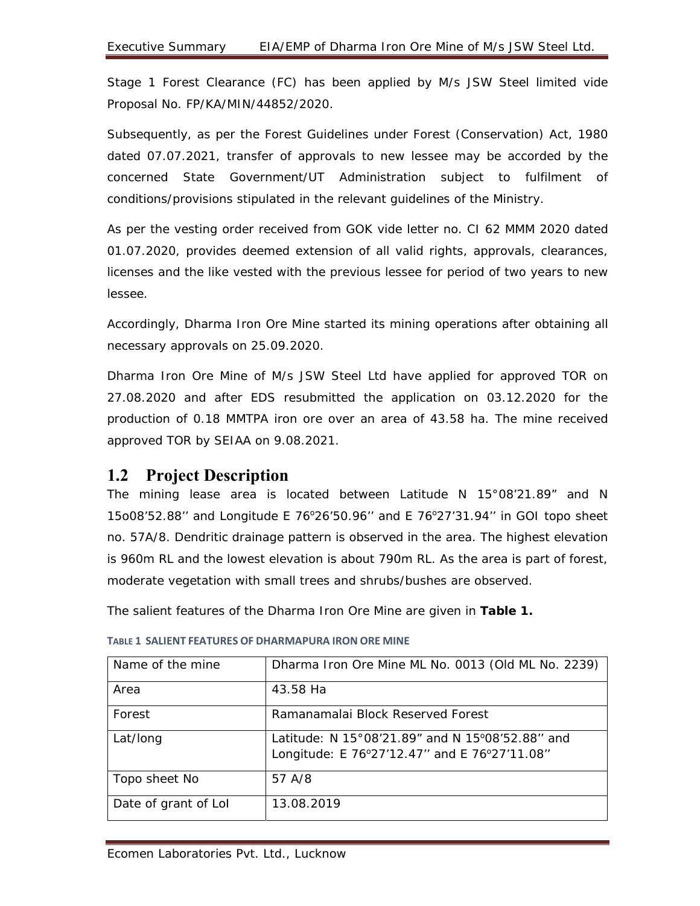Stage 1 Forest Clearance (FC) has been applied by M/s JSW Steel limited vide Proposal No. FP/KA/MIN/44852/2020.

Subsequently, as per the Forest Guidelines under Forest (Conservation) Act, 1980 dated 07.07.2021, transfer of approvals to new lessee may be accorded by the concerned State Government/UT Administration subject to fulfilment of conditions/provisions stipulated in the relevant guidelines of the Ministry.

As per the vesting order received from GOK vide letter no. CI 62 MMM 2020 dated 01.07.2020, provides deemed extension of all valid rights, approvals, clearances, licenses and the like vested with the previous lessee for period of two years to new lessee.

Accordingly, Dharma Iron Ore Mine started its mining operations after obtaining all necessary approvals on 25.09.2020.

Dharma Iron Ore Mine of M/s JSW Steel Ltd have applied for approved TOR on 27.08.2020 and after EDS resubmitted the application on 03.12.2020 for the production of 0.18 MMTPA iron ore over an area of 43.58 ha. The mine received approved TOR by SEIAA on 9.08.2021.

## 1.2 Project Description

The mining lease area is located between Latitude N 15°08'21.89" and N 15o08'52.88'' and Longitude E 76°26'50.96'' and E 76°27'31.94'' in GOI topo sheet no. 57A/8. Dendritic drainage pattern is observed in the area. The highest elevation is 960m RL and the lowest elevation is about 790m RL. As the area is part of forest, moderate vegetation with small trees and shrubs/bushes are observed.

The salient features of the Dharma Iron Ore Mine are given in **Table 1.**

**TABLE 1 SALIENT FEATURES OF DHARMAPURA IRON ORE MINE**

| Name of the mine | Dharma Iron Ore Mine ML No. 0013 (Old ML No. 2239) |
|---|---|
| Area | 43.58 Ha |
| Forest | Ramanamalai Block Reserved Forest |
| Lat/long | Latitude: N 15°08'21.89" and N 15°08'52.88'' and Longitude: E 76°27'12.47'' and E 76°27'11.08'' |
| Topo sheet No | 57 A/8 |
| Date of grant of LoI | 13.08.2019 |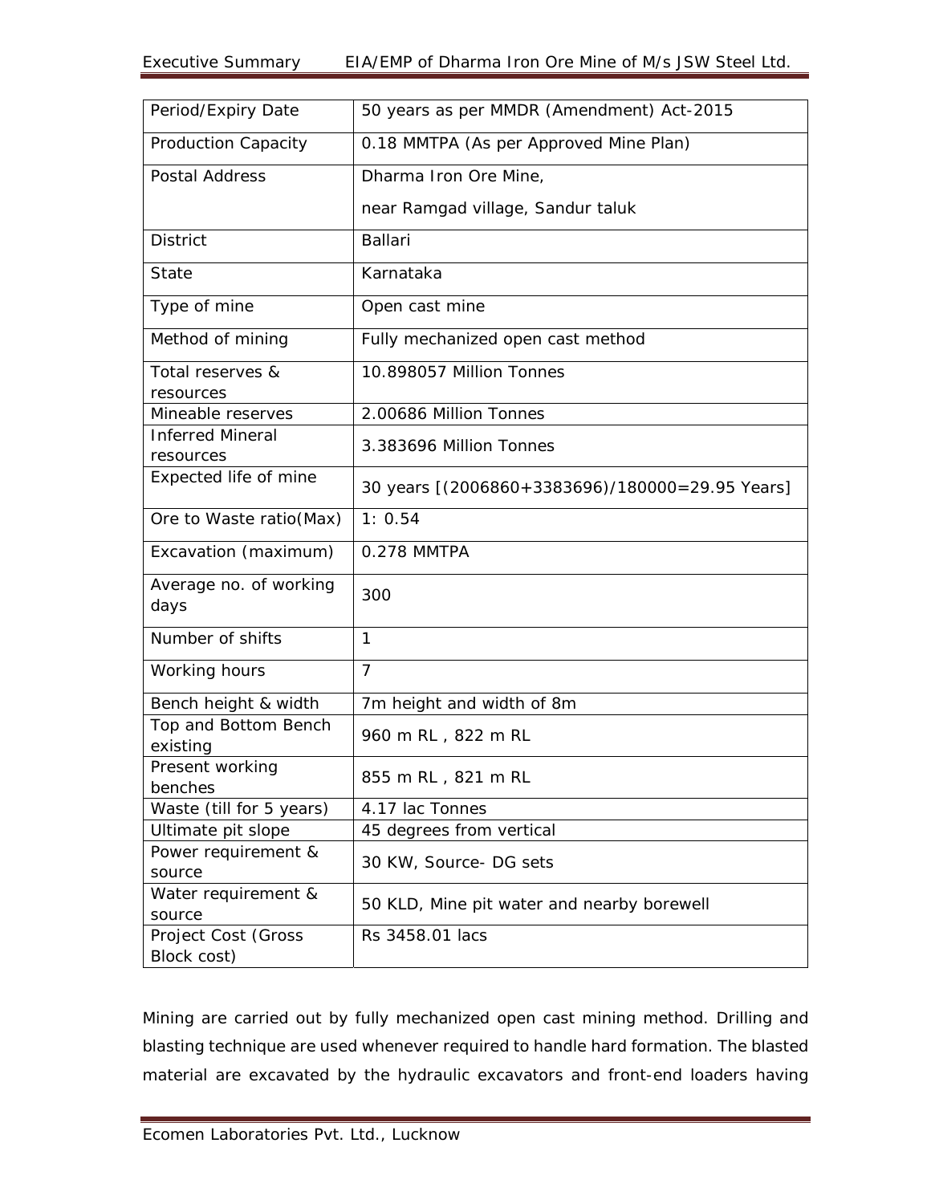| Period/Expiry Date | 50 years as per MMDR (Amendment) Act-2015 |
|---|---|
| Production Capacity | 0.18 MMTPA (As per Approved Mine Plan) |
| Postal Address | Dharma Iron Ore Mine,<br>near Ramgad village, Sandur taluk |
| District | Ballari |
| State | Karnataka |
| Type of mine | Open cast mine |
| Method of mining | Fully mechanized open cast method |
| Total reserves & resources | 10.898057 Million Tonnes |
| Mineable reserves | 2.00686 Million Tonnes |
| Inferred Mineral resources | 3.383696 Million Tonnes |
| Expected life of mine | 30 years [(2006860+3383696)/180000=29.95 Years] |
| Ore to Waste ratio(Max) | 1: 0.54 |
| Excavation (maximum) | 0.278 MMTPA |
| Average no. of working days | 300 |
| Number of shifts | 1 |
| Working hours | 7 |
| Bench height & width | 7m height and width of 8m |
| Top and Bottom Bench existing | 960 m RL , 822 m RL |
| Present working benches | 855 m RL , 821 m RL |
| Waste (till for 5 years) | 4.17 lac Tonnes |
| Ultimate pit slope | 45 degrees from vertical |
| Power requirement & source | 30 KW, Source- DG sets |
| Water requirement & source | 50 KLD, Mine pit water and nearby borewell |
| Project Cost (Gross Block cost) | Rs 3458.01 lacs |

Mining are carried out by fully mechanized open cast mining method. Drilling and blasting technique are used whenever required to handle hard formation. The blasted material are excavated by the hydraulic excavators and front-end loaders having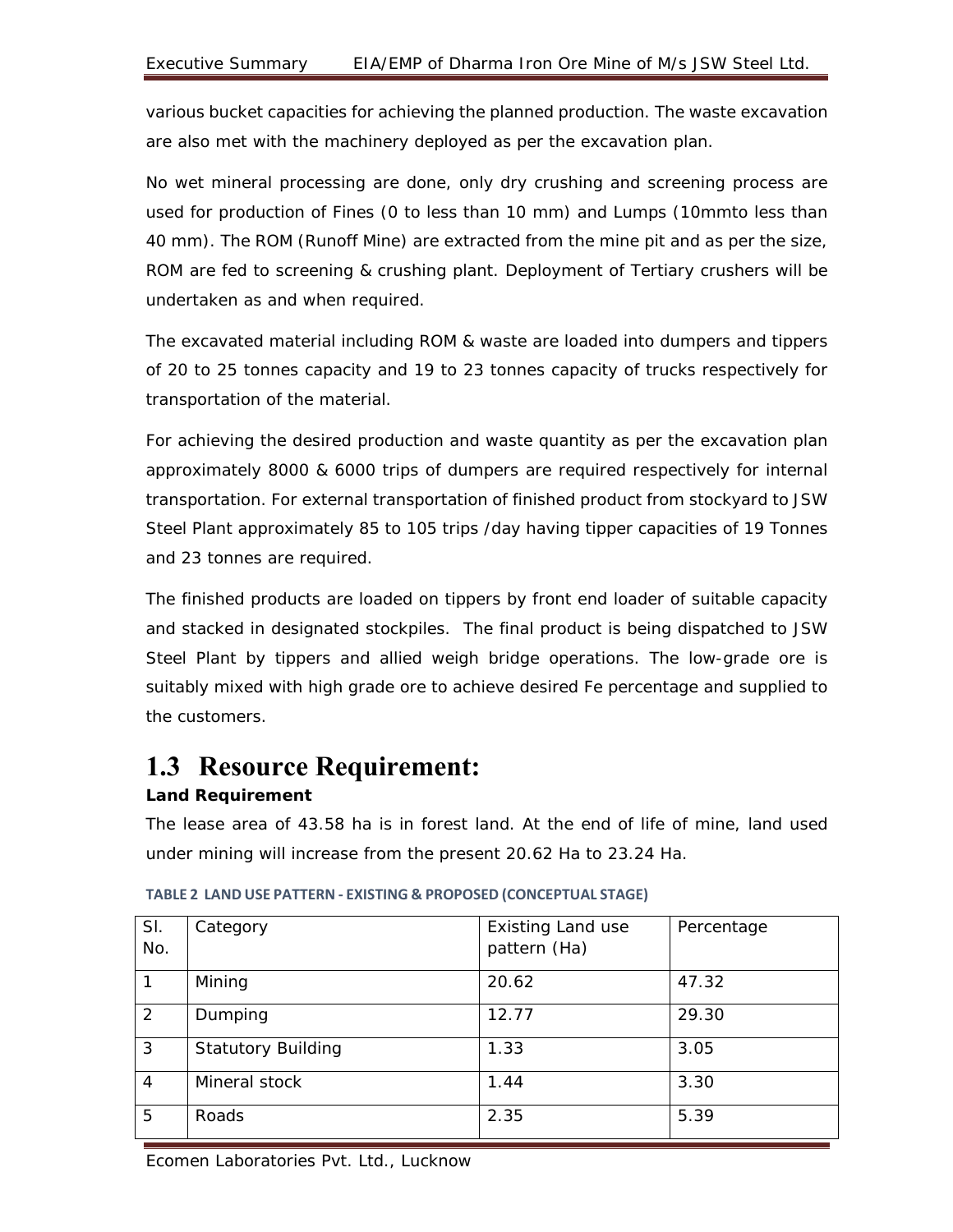various bucket capacities for achieving the planned production. The waste excavation are also met with the machinery deployed as per the excavation plan.

No wet mineral processing are done, only dry crushing and screening process are used for production of Fines (0 to less than 10 mm) and Lumps (10mmto less than 40 mm). The ROM (Runoff Mine) are extracted from the mine pit and as per the size, ROM are fed to screening & crushing plant. Deployment of Tertiary crushers will be undertaken as and when required.

The excavated material including ROM & waste are loaded into dumpers and tippers of 20 to 25 tonnes capacity and 19 to 23 tonnes capacity of trucks respectively for transportation of the material.

For achieving the desired production and waste quantity as per the excavation plan approximately 8000 & 6000 trips of dumpers are required respectively for internal transportation. For external transportation of finished product from stockyard to JSW Steel Plant approximately 85 to 105 trips /day having tipper capacities of 19 Tonnes and 23 tonnes are required.

The finished products are loaded on tippers by front end loader of suitable capacity and stacked in designated stockpiles. The final product is being dispatched to JSW Steel Plant by tippers and allied weigh bridge operations. The low-grade ore is suitably mixed with high grade ore to achieve desired Fe percentage and supplied to the customers.

# 1.3 Resource Requirement:

**Land Requirement**

The lease area of 43.58 ha is in forest land. At the end of life of mine, land used under mining will increase from the present 20.62 Ha to 23.24 Ha.

**TABLE 2 LAND USE PATTERN - EXISTING & PROPOSED (CONCEPTUAL STAGE)**

| Sl. No. | Category | Existing Land use pattern (Ha) | Percentage |
|---|---|---|---|
| 1 | Mining | 20.62 | 47.32 |
| 2 | Dumping | 12.77 | 29.30 |
| 3 | Statutory Building | 1.33 | 3.05 |
| 4 | Mineral stock | 1.44 | 3.30 |
| 5 | Roads | 2.35 | 5.39 |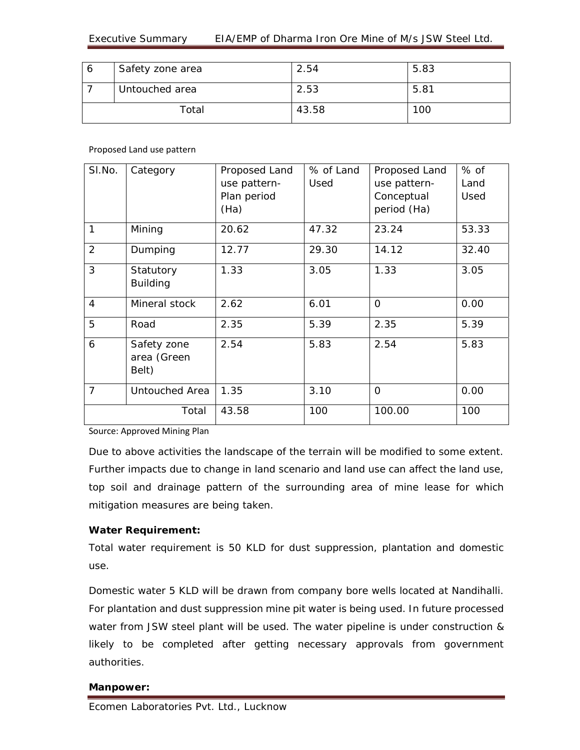| 6 | Safety zone area | 2.54 | 5.83 |
|---|---|---|---|
| 7 | Untouched area | 2.53 | 5.81 |
| Total | | 43.58 | 100 |

Proposed Land use pattern

| Sl.No. | Category | Proposed Land use pattern- Plan period (Ha) | % of Land Used | Proposed Land use pattern- Conceptual period (Ha) | % of Land Used |
|---|---|---|---|---|---|
| 1 | Mining | 20.62 | 47.32 | 23.24 | 53.33 |
| 2 | Dumping | 12.77 | 29.30 | 14.12 | 32.40 |
| 3 | Statutory Building | 1.33 | 3.05 | 1.33 | 3.05 |
| 4 | Mineral stock | 2.62 | 6.01 | 0 | 0.00 |
| 5 | Road | 2.35 | 5.39 | 2.35 | 5.39 |
| 6 | Safety zone area (Green Belt) | 2.54 | 5.83 | 2.54 | 5.83 |
| 7 | Untouched Area | 1.35 | 3.10 | 0 | 0.00 |
| Total | | 43.58 | 100 | 100.00 | 100 |

Source: Approved Mining Plan

Due to above activities the landscape of the terrain will be modified to some extent. Further impacts due to change in land scenario and land use can affect the land use, top soil and drainage pattern of the surrounding area of mine lease for which mitigation measures are being taken.

**Water Requirement:**

Total water requirement is 50 KLD for dust suppression, plantation and domestic use.

Domestic water 5 KLD will be drawn from company bore wells located at Nandihalli. For plantation and dust suppression mine pit water is being used. In future processed water from JSW steel plant will be used. The water pipeline is under construction & likely to be completed after getting necessary approvals from government authorities.

**Manpower:**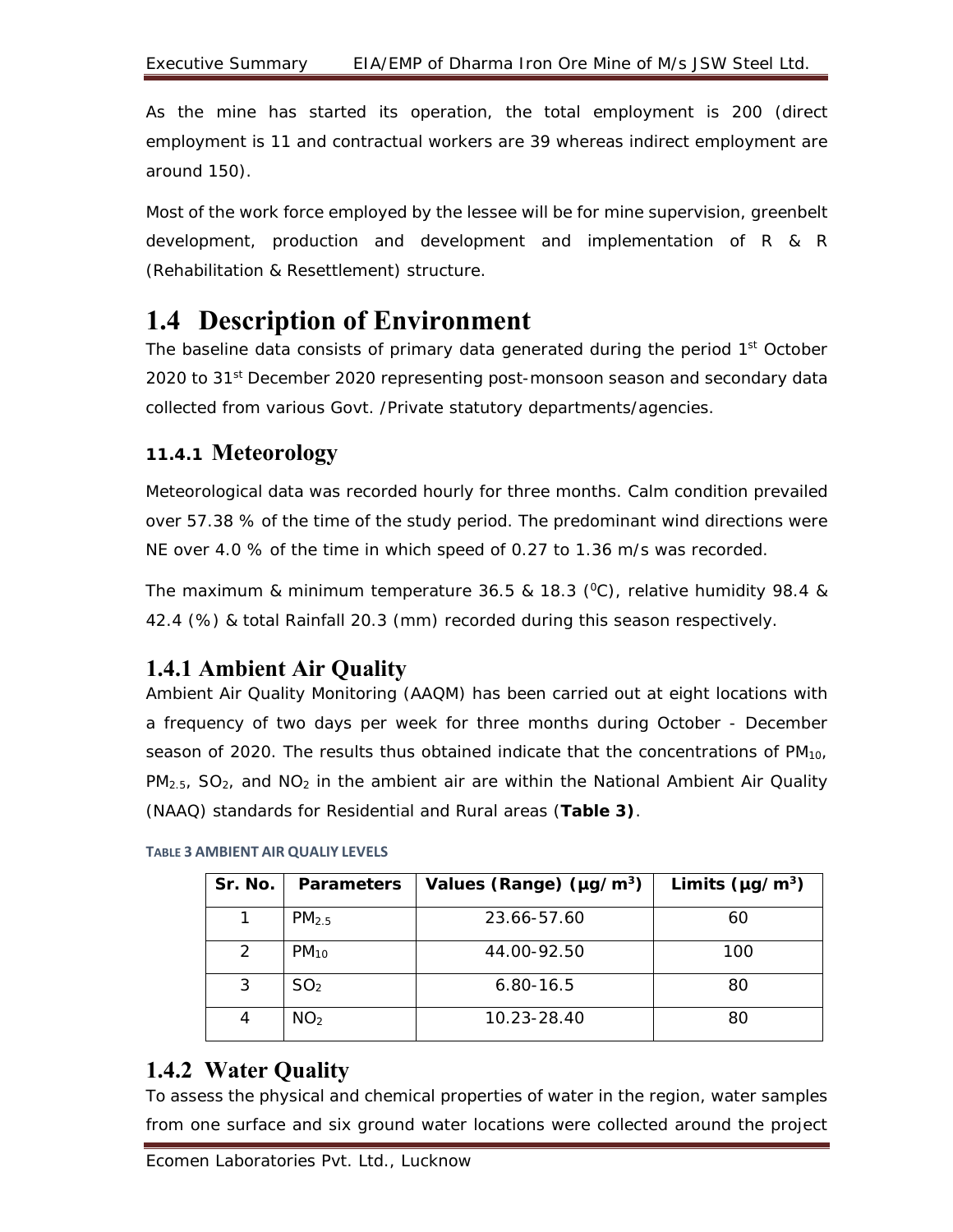As the mine has started its operation, the total employment is 200 (direct employment is 11 and contractual workers are 39 whereas indirect employment are around 150).

Most of the work force employed by the lessee will be for mine supervision, greenbelt development, production and development and implementation of R & R (Rehabilitation & Resettlement) structure.

# 1.4 Description of Environment

The baseline data consists of primary data generated during the period 1st October 2020 to 31st December 2020 representing post-monsoon season and secondary data collected from various Govt. /Private statutory departments/agencies.

## 11.4.1 Meteorology

Meteorological data was recorded hourly for three months. Calm condition prevailed over 57.38 % of the time of the study period. The predominant wind directions were NE over 4.0 % of the time in which speed of 0.27 to 1.36 m/s was recorded.

The maximum & minimum temperature 36.5 & 18.3 ($^0$C), relative humidity 98.4 & 42.4 (%) & total Rainfall 20.3 (mm) recorded during this season respectively.

## 1.4.1 Ambient Air Quality

Ambient Air Quality Monitoring (AAQM) has been carried out at eight locations with a frequency of two days per week for three months during October - December season of 2020. The results thus obtained indicate that the concentrations of $PM_{10}$, $PM_{2.5}$, $SO_2$, and $NO_2$ in the ambient air are within the National Ambient Air Quality (NAAQ) standards for Residential and Rural areas (**Table 3)**.

**TABLE 3 AMBIENT AIR QUALIY LEVELS**

| Sr. No. | Parameters | Values (Range) (µg/m$^3$) | Limits (µg/m$^3$) |
|---|---|---|---|
| 1 | $PM_{2.5}$ | 23.66-57.60 | 60 |
| 2 | $PM_{10}$ | 44.00-92.50 | 100 |
| 3 | $SO_2$ | 6.80-16.5 | 80 |
| 4 | $NO_2$ | 10.23-28.40 | 80 |

## 1.4.2 Water Quality

To assess the physical and chemical properties of water in the region, water samples from one surface and six ground water locations were collected around the project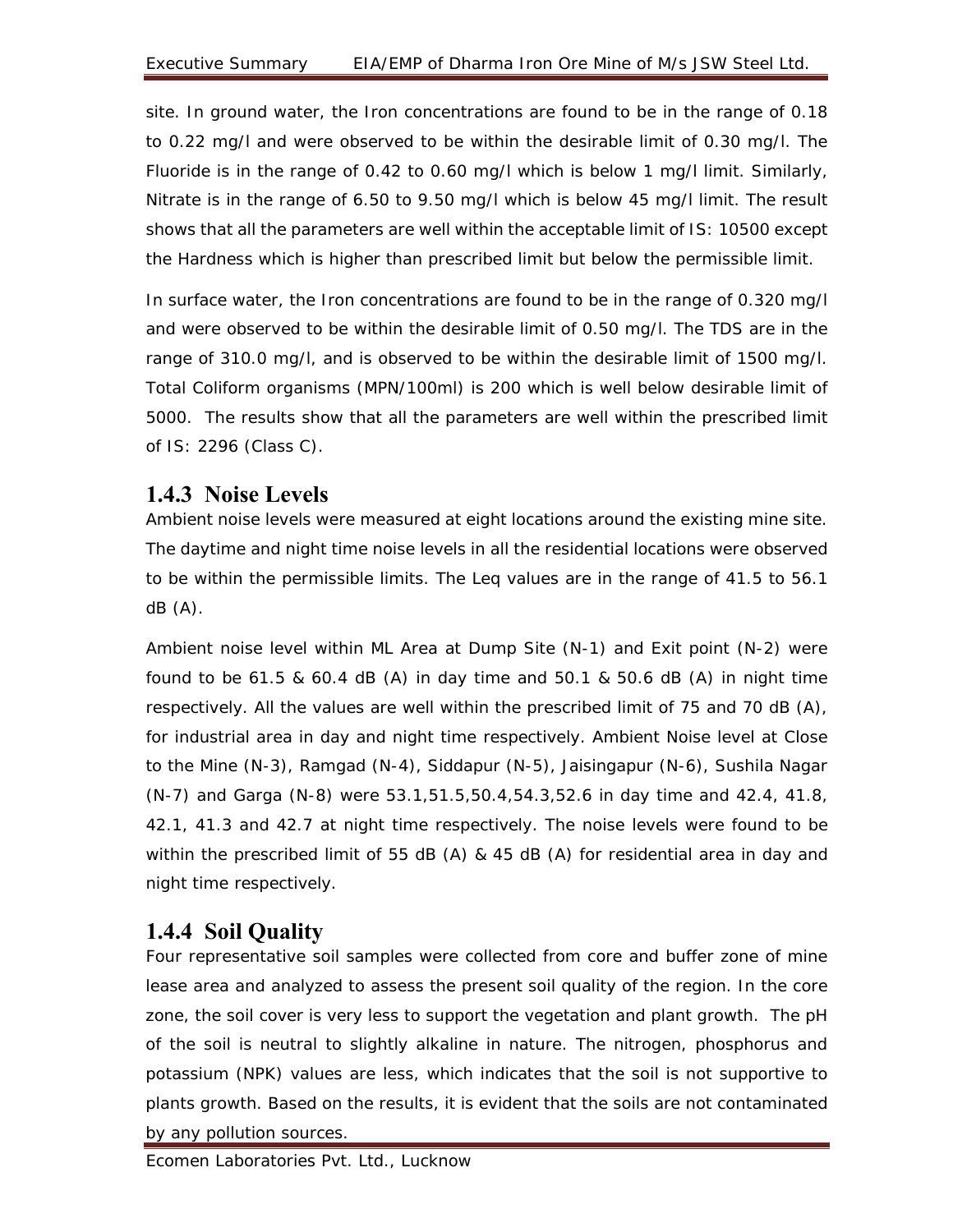site. In ground water, the Iron concentrations are found to be in the range of 0.18 to 0.22 mg/l and were observed to be within the desirable limit of 0.30 mg/l. The Fluoride is in the range of 0.42 to 0.60 mg/l which is below 1 mg/l limit. Similarly, Nitrate is in the range of 6.50 to 9.50 mg/l which is below 45 mg/l limit. The result shows that all the parameters are well within the acceptable limit of IS: 10500 except the Hardness which is higher than prescribed limit but below the permissible limit.

In surface water, the Iron concentrations are found to be in the range of 0.320 mg/l and were observed to be within the desirable limit of 0.50 mg/l. The TDS are in the range of 310.0 mg/l, and is observed to be within the desirable limit of 1500 mg/l. Total Coliform organisms (MPN/100ml) is 200 which is well below desirable limit of 5000. The results show that all the parameters are well within the prescribed limit of IS: 2296 (Class C).

### 1.4.3 Noise Levels

Ambient noise levels were measured at eight locations around the existing mine site. The daytime and night time noise levels in all the residential locations were observed to be within the permissible limits. The Leq values are in the range of 41.5 to 56.1 dB (A).

Ambient noise level within ML Area at Dump Site (N-1) and Exit point (N-2) were found to be 61.5 & 60.4 dB (A) in day time and 50.1 & 50.6 dB (A) in night time respectively. All the values are well within the prescribed limit of 75 and 70 dB (A), for industrial area in day and night time respectively. Ambient Noise level at Close to the Mine (N-3), Ramgad (N-4), Siddapur (N-5), Jaisingapur (N-6), Sushila Nagar (N-7) and Garga (N-8) were 53.1,51.5,50.4,54.3,52.6 in day time and 42.4, 41.8, 42.1, 41.3 and 42.7 at night time respectively. The noise levels were found to be within the prescribed limit of 55 dB (A) & 45 dB (A) for residential area in day and night time respectively.

### 1.4.4 Soil Quality

Four representative soil samples were collected from core and buffer zone of mine lease area and analyzed to assess the present soil quality of the region. In the core zone, the soil cover is very less to support the vegetation and plant growth. The pH of the soil is neutral to slightly alkaline in nature. The nitrogen, phosphorus and potassium (NPK) values are less, which indicates that the soil is not supportive to plants growth. Based on the results, it is evident that the soils are not contaminated by any pollution sources.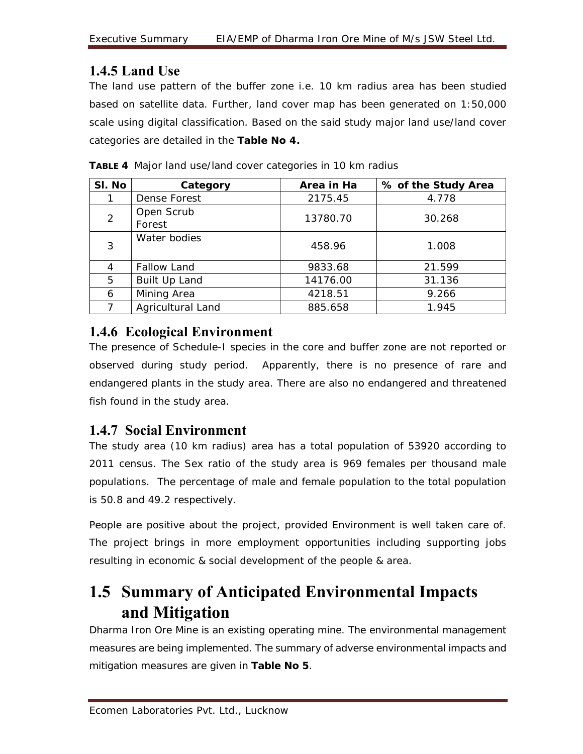### 1.4.5 Land Use

The land use pattern of the buffer zone i.e. 10 km radius area has been studied based on satellite data. Further, land cover map has been generated on 1:50,000 scale using digital classification. Based on the said study major land use/land cover categories are detailed in the **Table No 4.**

**TABLE 4** Major land use/land cover categories in 10 km radius

| Sl. No | Category | Area in Ha | % of the Study Area |
|---|---|---|---|
| 1 | Dense Forest | 2175.45 | 4.778 |
| 2 | Open Scrub Forest | 13780.70 | 30.268 |
| 3 | Water bodies | 458.96 | 1.008 |
| 4 | Fallow Land | 9833.68 | 21.599 |
| 5 | Built Up Land | 14176.00 | 31.136 |
| 6 | Mining Area | 4218.51 | 9.266 |
| 7 | Agricultural Land | 885.658 | 1.945 |

### 1.4.6 Ecological Environment

The presence of Schedule-I species in the core and buffer zone are not reported or observed during study period. Apparently, there is no presence of rare and endangered plants in the study area. There are also no endangered and threatened fish found in the study area.

### 1.4.7 Social Environment

The study area (10 km radius) area has a total population of 53920 according to 2011 census. The Sex ratio of the study area is 969 females per thousand male populations. The percentage of male and female population to the total population is 50.8 and 49.2 respectively.

People are positive about the project, provided Environment is well taken care of. The project brings in more employment opportunities including supporting jobs resulting in economic & social development of the people & area.

## 1.5 Summary of Anticipated Environmental Impacts and Mitigation

Dharma Iron Ore Mine is an existing operating mine. The environmental management measures are being implemented. The summary of adverse environmental impacts and mitigation measures are given in **Table No 5**.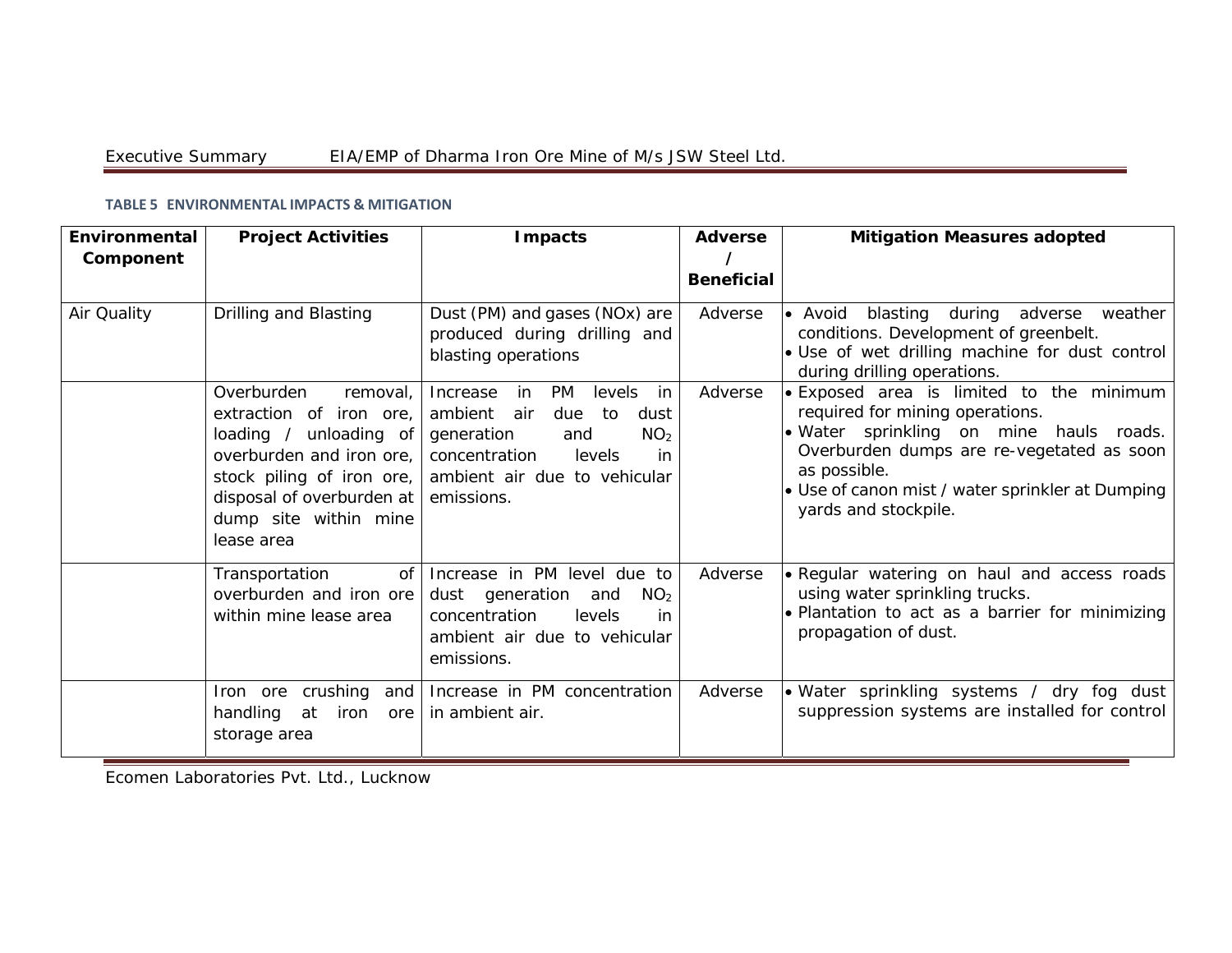**TABLE 5 ENVIRONMENTAL IMPACTS & MITIGATION**

| Environmental Component | Project Activities | Impacts | Adverse / Beneficial | Mitigation Measures adopted |
|---|---|---|---|---|
| Air Quality | Drilling and Blasting | Dust (PM) and gases (NOx) are produced during drilling and blasting operations | Adverse | • Avoid blasting during adverse weather conditions. Development of greenbelt.<br>• Use of wet drilling machine for dust control during drilling operations. |
| | Overburden removal, extraction of iron ore, loading / unloading of overburden and iron ore, stock piling of iron ore, disposal of overburden at dump site within mine lease area | Increase in PM levels in ambient air due to dust generation and $NO_2$ concentration levels in ambient air due to vehicular emissions. | Adverse | • Exposed area is limited to the minimum required for mining operations.<br>• Water sprinkling on mine hauls roads. Overburden dumps are re-vegetated as soon as possible.<br>• Use of canon mist / water sprinkler at Dumping yards and stockpile. |
| | Transportation of overburden and iron ore within mine lease area | Increase in PM level due to dust generation and $NO_2$ concentration levels in ambient air due to vehicular emissions. | Adverse | • Regular watering on haul and access roads using water sprinkling trucks.<br>• Plantation to act as a barrier for minimizing propagation of dust. |
| | Iron ore crushing and handling at iron ore storage area | Increase in PM concentration in ambient air. | Adverse | • Water sprinkling systems / dry fog dust suppression systems are installed for control |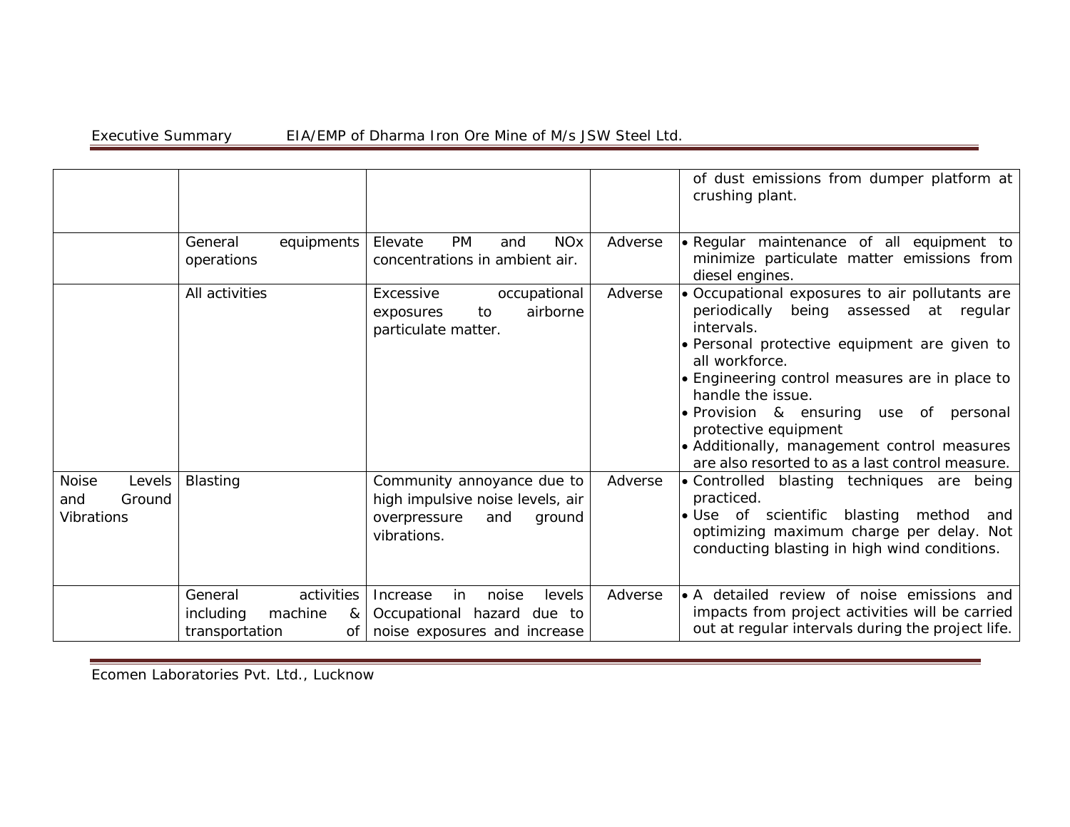| | | | | |
|---|---|---|---|---|
| | | | | of dust emissions from dumper platform at crushing plant. |
| | General equipments operations | Elevate PM and NOx concentrations in ambient air. | Adverse | • Regular maintenance of all equipment to minimize particulate matter emissions from diesel engines. |
| | All activities | Excessive occupational exposures to airborne particulate matter. | Adverse | • Occupational exposures to air pollutants are periodically being assessed at regular intervals.<br>• Personal protective equipment are given to all workforce.<br>• Engineering control measures are in place to handle the issue.<br>• Provision & ensuring use of personal protective equipment<br>• Additionally, management control measures are also resorted to as a last control measure. |
| Noise Levels and Ground Vibrations | Blasting | Community annoyance due to high impulsive noise levels, air overpressure and ground vibrations. | Adverse | • Controlled blasting techniques are being practiced.<br>• Use of scientific blasting method and optimizing maximum charge per delay. Not conducting blasting in high wind conditions. |
| | General activities including machine & transportation of | Increase in noise levels Occupational hazard due to noise exposures and increase | Adverse | • A detailed review of noise emissions and impacts from project activities will be carried out at regular intervals during the project life. |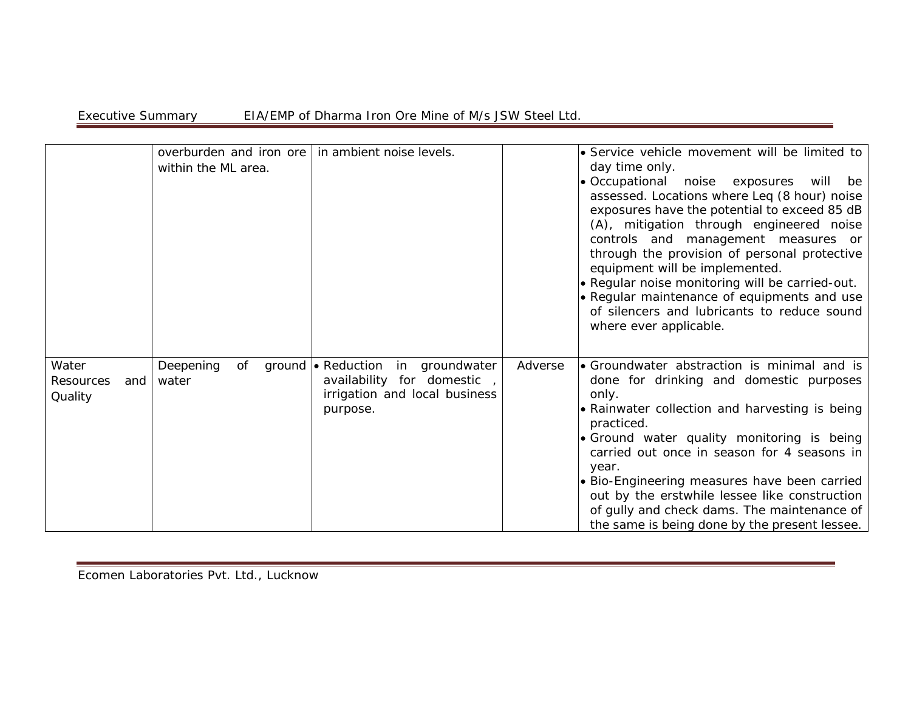| | | | | |
|---|---|---|---|---|
| | overburden and iron ore within the ML area. | in ambient noise levels. | | • Service vehicle movement will be limited to day time only.<br>• Occupational noise exposures will be assessed. Locations where Leq (8 hour) noise exposures have the potential to exceed 85 dB (A), mitigation through engineered noise controls and management measures or through the provision of personal protective equipment will be implemented.<br>• Regular noise monitoring will be carried-out.<br>• Regular maintenance of equipments and use of silencers and lubricants to reduce sound where ever applicable. |
| Water Resources and Quality | Deepening of ground water | • Reduction in groundwater availability for domestic , irrigation and local business purpose. | Adverse | • Groundwater abstraction is minimal and is done for drinking and domestic purposes only.<br>• Rainwater collection and harvesting is being practiced.<br>• Ground water quality monitoring is being carried out once in season for 4 seasons in year.<br>• Bio-Engineering measures have been carried out by the erstwhile lessee like construction of gully and check dams. The maintenance of the same is being done by the present lessee. |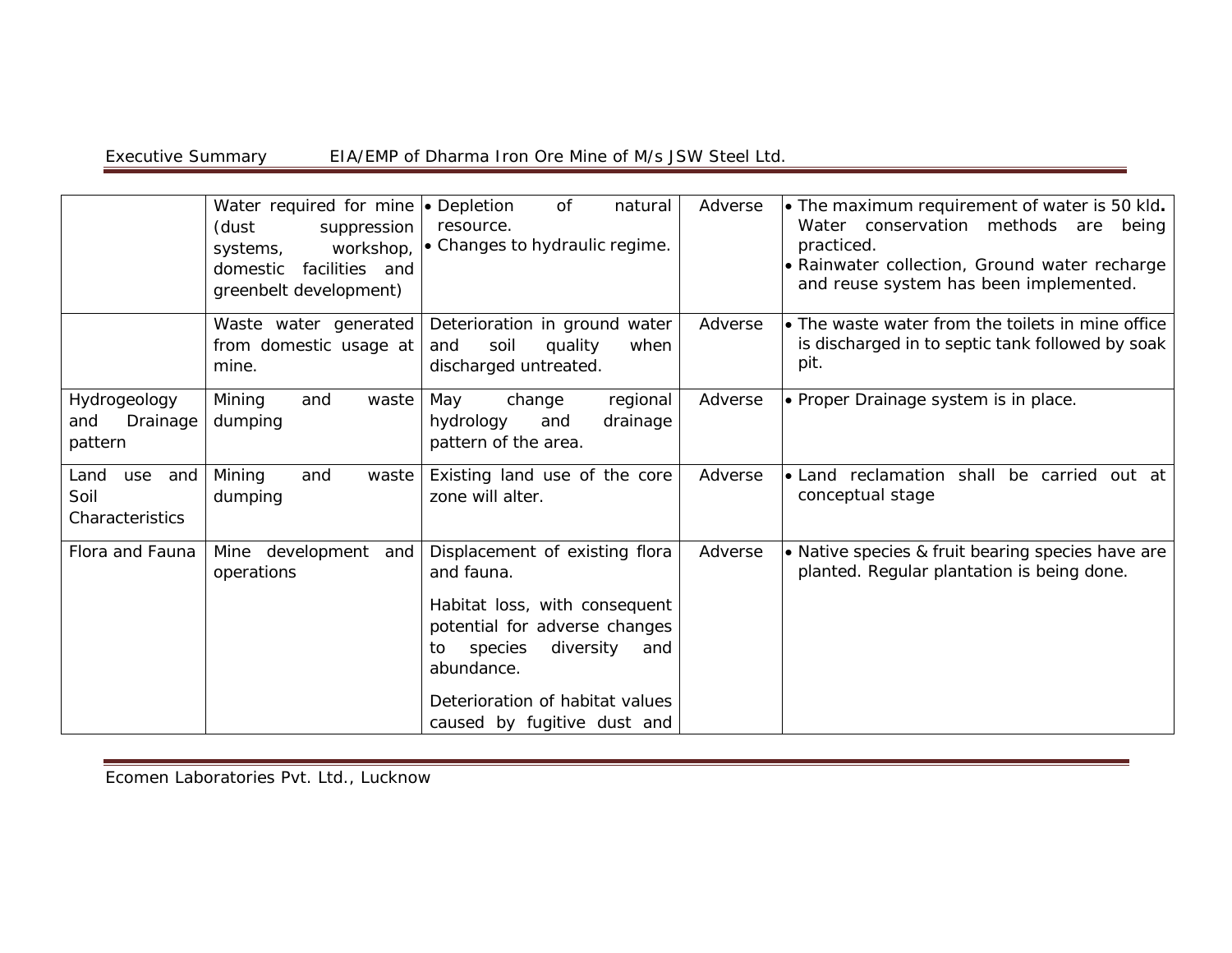| | | | | |
|---|---|---|---|---|
| | Water required for mine (dust suppression systems, workshop, domestic facilities and greenbelt development) | • Depletion of natural resource.<br>• Changes to hydraulic regime. | Adverse | • The maximum requirement of water is 50 kld**.** Water conservation methods are being practiced.<br>• Rainwater collection, Ground water recharge and reuse system has been implemented. |
| | Waste water generated from domestic usage at mine. | Deterioration in ground water and soil quality when discharged untreated. | Adverse | • The waste water from the toilets in mine office is discharged in to septic tank followed by soak pit. |
| Hydrogeology and Drainage pattern | Mining and waste dumping | May change regional hydrology and drainage pattern of the area. | Adverse | • Proper Drainage system is in place. |
| Land use and Soil Characteristics | Mining and waste dumping | Existing land use of the core zone will alter. | Adverse | • Land reclamation shall be carried out at conceptual stage |
| Flora and Fauna | Mine development and operations | Displacement of existing flora and fauna.<br><br>Habitat loss, with consequent potential for adverse changes to species diversity and abundance.<br><br>Deterioration of habitat values caused by fugitive dust and | Adverse | • Native species & fruit bearing species have are planted. Regular plantation is being done. |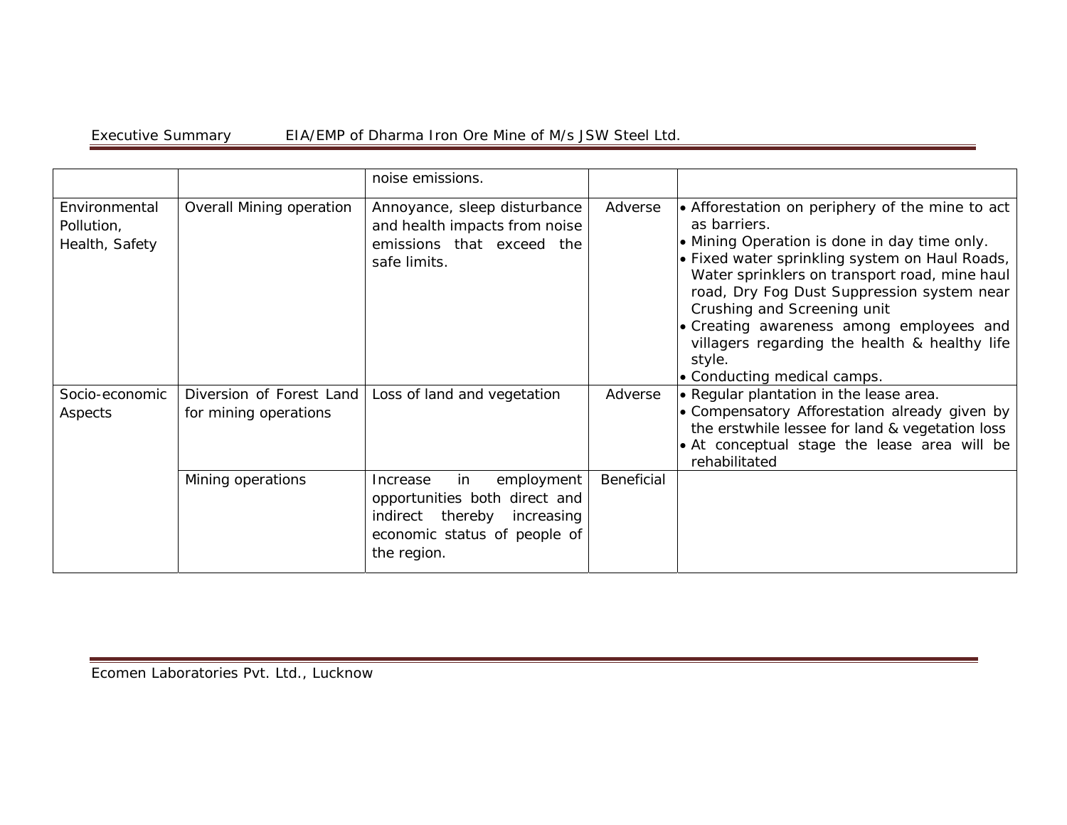| | | noise emissions. | | |
|---|---|---|---|---|
| Environmental Pollution, Health, Safety | Overall Mining operation | Annoyance, sleep disturbance and health impacts from noise emissions that exceed the safe limits. | Adverse | • Afforestation on periphery of the mine to act as barriers.<br>• Mining Operation is done in day time only.<br>• Fixed water sprinkling system on Haul Roads, Water sprinklers on transport road, mine haul road, Dry Fog Dust Suppression system near Crushing and Screening unit<br>• Creating awareness among employees and villagers regarding the health & healthy life style.<br>• Conducting medical camps. |
| Socio-economic Aspects | Diversion of Forest Land for mining operations | Loss of land and vegetation | Adverse | • Regular plantation in the lease area.<br>• Compensatory Afforestation already given by the erstwhile lessee for land & vegetation loss<br>• At conceptual stage the lease area will be rehabilitated |
| | Mining operations | Increase in employment opportunities both direct and indirect thereby increasing economic status of people of the region. | Beneficial | |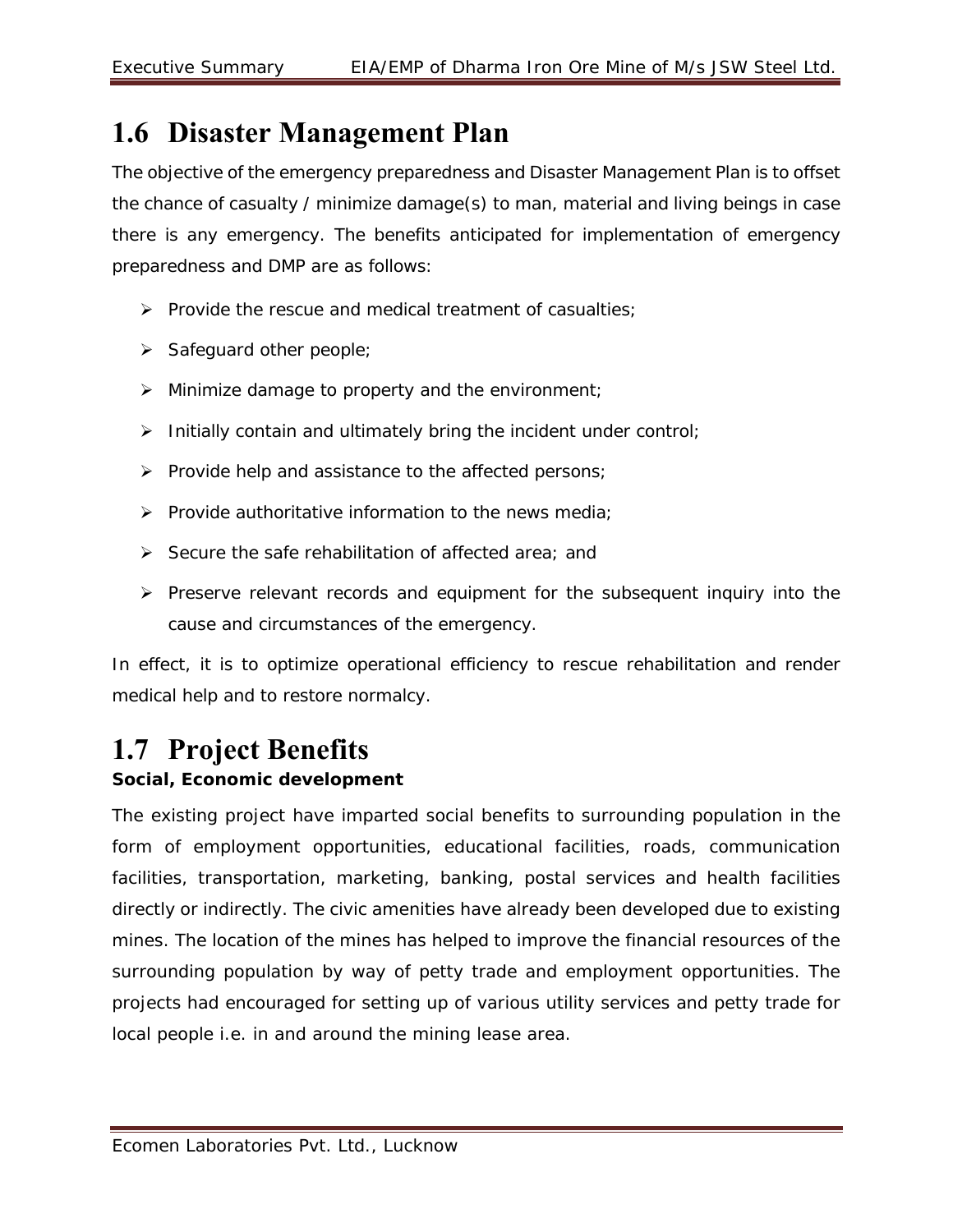## 1.6 Disaster Management Plan

The objective of the emergency preparedness and Disaster Management Plan is to offset the chance of casualty / minimize damage(s) to man, material and living beings in case there is any emergency. The benefits anticipated for implementation of emergency preparedness and DMP are as follows:

- Provide the rescue and medical treatment of casualties;
- Safeguard other people;
- Minimize damage to property and the environment;
- Initially contain and ultimately bring the incident under control;
- Provide help and assistance to the affected persons;
- Provide authoritative information to the news media;
- Secure the safe rehabilitation of affected area; and
- Preserve relevant records and equipment for the subsequent inquiry into the cause and circumstances of the emergency.

In effect, it is to optimize operational efficiency to rescue rehabilitation and render medical help and to restore normalcy.

## 1.7 Project Benefits

**Social, Economic development**

The existing project have imparted social benefits to surrounding population in the form of employment opportunities, educational facilities, roads, communication facilities, transportation, marketing, banking, postal services and health facilities directly or indirectly. The civic amenities have already been developed due to existing mines. The location of the mines has helped to improve the financial resources of the surrounding population by way of petty trade and employment opportunities. The projects had encouraged for setting up of various utility services and petty trade for local people i.e. in and around the mining lease area.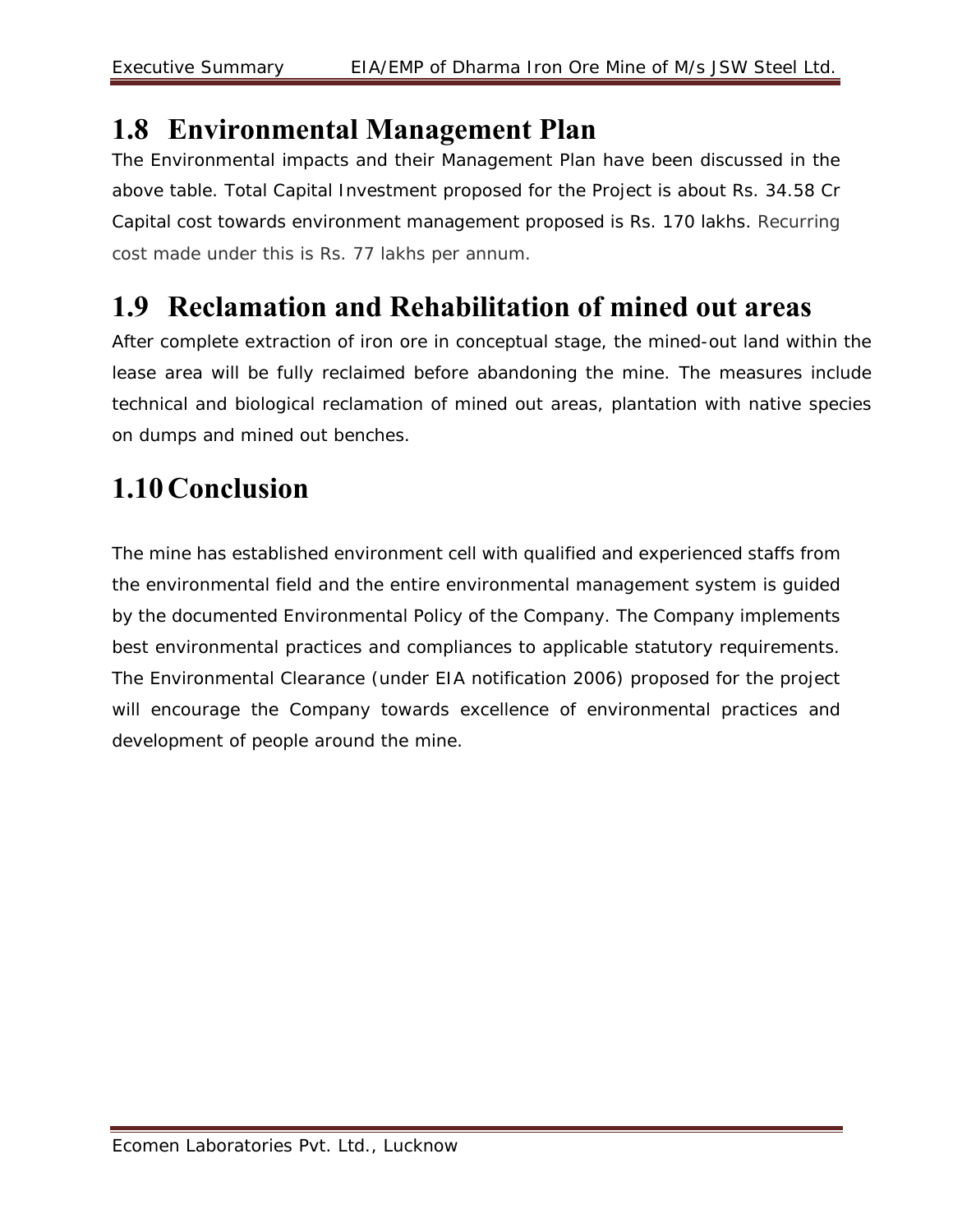## 1.8 Environmental Management Plan

The Environmental impacts and their Management Plan have been discussed in the above table. Total Capital Investment proposed for the Project is about Rs. 34.58 Cr Capital cost towards environment management proposed is Rs. 170 lakhs. Recurring cost made under this is Rs. 77 lakhs per annum.

## 1.9 Reclamation and Rehabilitation of mined out areas

After complete extraction of iron ore in conceptual stage, the mined-out land within the lease area will be fully reclaimed before abandoning the mine. The measures include technical and biological reclamation of mined out areas, plantation with native species on dumps and mined out benches.

## 1.10 Conclusion

The mine has established environment cell with qualified and experienced staffs from the environmental field and the entire environmental management system is guided by the documented Environmental Policy of the Company. The Company implements best environmental practices and compliances to applicable statutory requirements. The Environmental Clearance (under EIA notification 2006) proposed for the project will encourage the Company towards excellence of environmental practices and development of people around the mine.